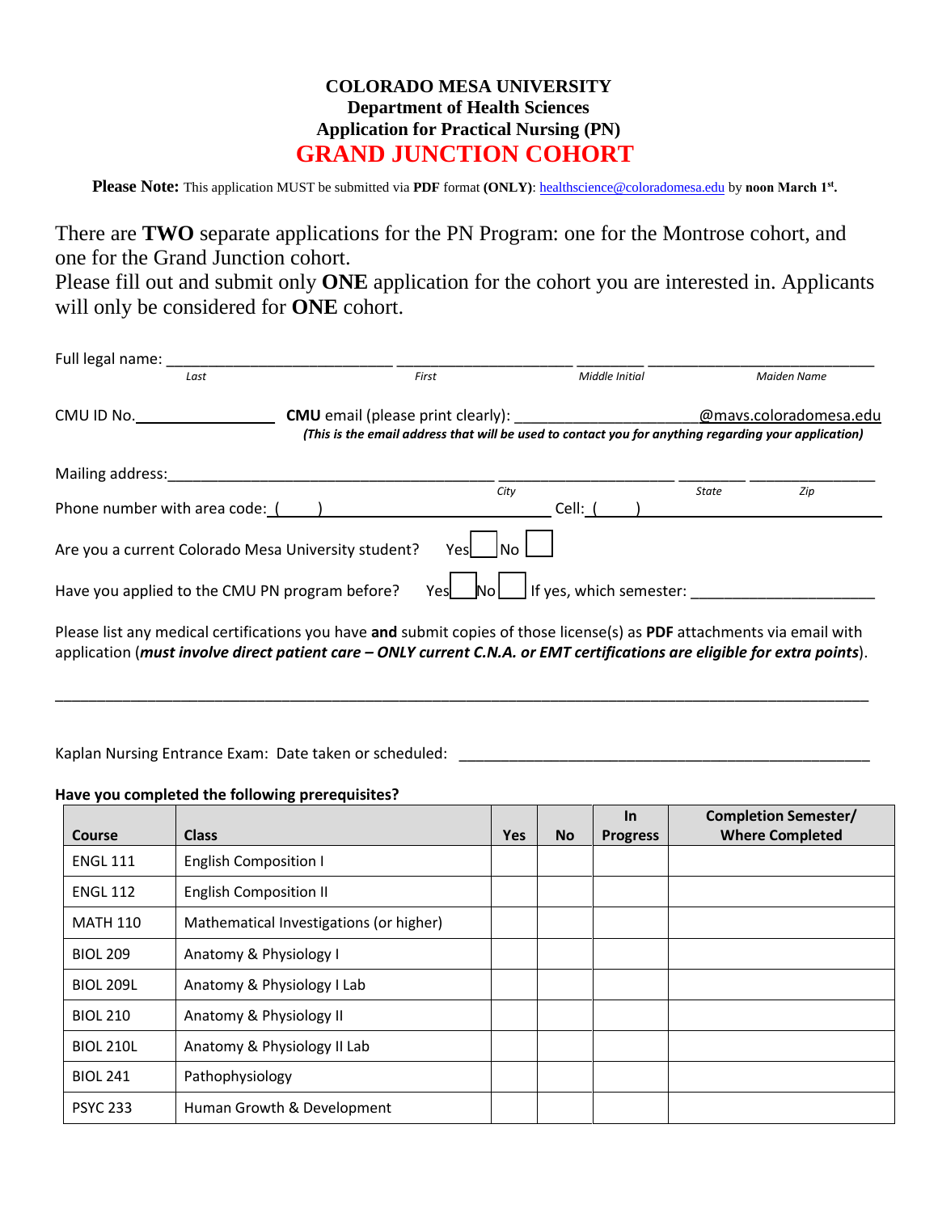# COLORADO MESA UNIVERSITY
## Department of Health Sciences
## Application for Practical Nursing (PN)
## GRAND JUNCTION COHORT

**Please Note:** This application MUST be submitted via **PDF** format **(ONLY)**: healthscience@coloradomesa.edu by **noon March 1st.**

There are **TWO** separate applications for the PN Program: one for the Montrose cohort, and one for the Grand Junction cohort.
Please fill out and submit only **ONE** application for the cohort you are interested in. Applicants will only be considered for **ONE** cohort.

Full legal name: ___________________________ _____________________ ________ ___________________________
*Last* *First* *Middle Initial* *Maiden Name*

CMU ID No.________________ **CMU** email (please print clearly): _____________________@mavs.coloradomesa.edu
***(This is the email address that will be used to contact you for anything regarding your application)***

Mailing address:_______________________________________ _____________________ ________ _______________
*City* *State* *Zip*

Phone number with area code: (     ) _________________________ Cell: (     ) ___________________________

Are you a current Colorado Mesa University student? Yes ☐ No ☐

Have you applied to the CMU PN program before? Yes ☐ No ☐ If yes, which semester: _____________________

Please list any medical certifications you have **and** submit copies of those license(s) as **PDF** attachments via email with application (***must involve direct patient care – ONLY current C.N.A. or EMT certifications are eligible for extra points***).

_____________________________________________________________________________________________

Kaplan Nursing Entrance Exam: Date taken or scheduled: ______________________________________________

**Have you completed the following prerequisites?**

| Course | Class | Yes | No | In Progress | Completion Semester/ Where Completed |
|---|---|---|---|---|---|
| ENGL 111 | English Composition I | | | | |
| ENGL 112 | English Composition II | | | | |
| MATH 110 | Mathematical Investigations (or higher) | | | | |
| BIOL 209 | Anatomy & Physiology I | | | | |
| BIOL 209L | Anatomy & Physiology I Lab | | | | |
| BIOL 210 | Anatomy & Physiology II | | | | |
| BIOL 210L | Anatomy & Physiology II Lab | | | | |
| BIOL 241 | Pathophysiology | | | | |
| PSYC 233 | Human Growth & Development | | | | |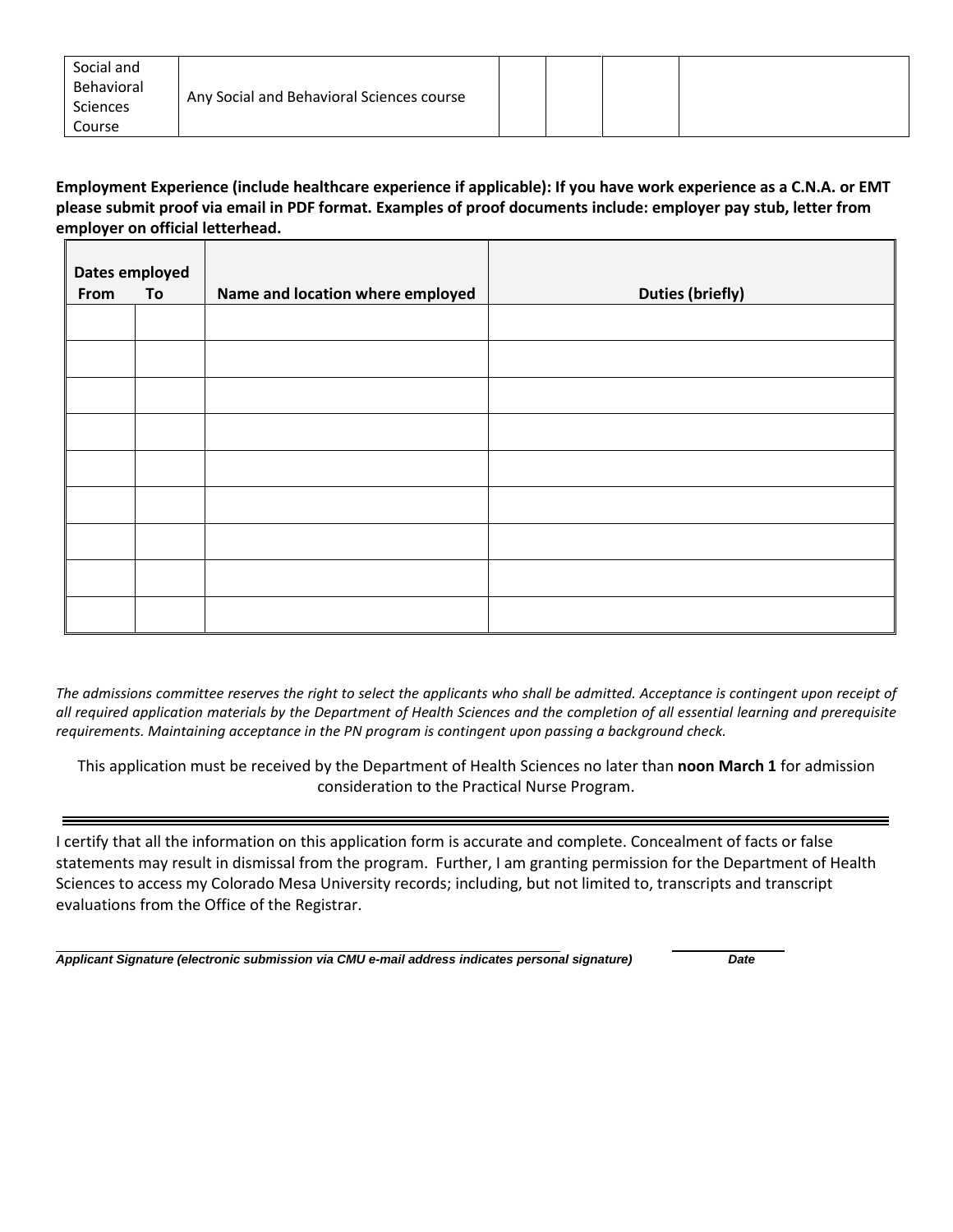| | | | | | |
|---|---|---|---|---|---|
| Social and Behavioral Sciences Course | Any Social and Behavioral Sciences course | | | | |

**Employment Experience (include healthcare experience if applicable): If you have work experience as a C.N.A. or EMT please submit proof via email in PDF format. Examples of proof documents include: employer pay stub, letter from employer on official letterhead.**

| **Dates employed** | | **Name and location where employed** | **Duties (briefly)** |
|---|---|---|---|
| **From** | **To** | | |
| | | | |
| | | | |
| | | | |
| | | | |
| | | | |
| | | | |
| | | | |
| | | | |
| | | | |

*The admissions committee reserves the right to select the applicants who shall be admitted. Acceptance is contingent upon receipt of all required application materials by the Department of Health Sciences and the completion of all essential learning and prerequisite requirements. Maintaining acceptance in the PN program is contingent upon passing a background check.*

This application must be received by the Department of Health Sciences no later than **noon March 1** for admission consideration to the Practical Nurse Program.

---

I certify that all the information on this application form is accurate and complete. Concealment of facts or false statements may result in dismissal from the program. Further, I am granting permission for the Department of Health Sciences to access my Colorado Mesa University records; including, but not limited to, transcripts and transcript evaluations from the Office of the Registrar.

***Applicant Signature (electronic submission via CMU e-mail address indicates personal signature)*** ***Date***